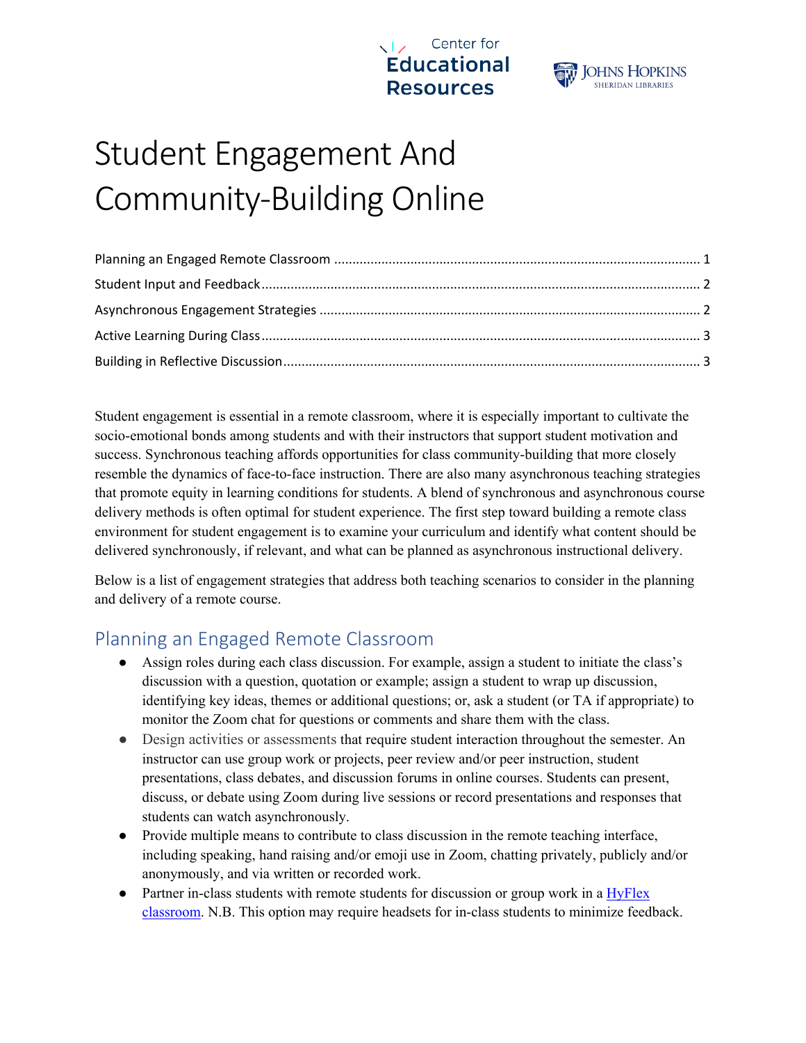Center for Educational Resources

Johns Hopkins Sheridan Libraries

# Student Engagement And Community-Building Online

- Planning an Engaged Remote Classroom ........ 1
- Student Input and Feedback ........ 2
- Asynchronous Engagement Strategies ........ 2
- Active Learning During Class ........ 3
- Building in Reflective Discussion ........ 3

Student engagement is essential in a remote classroom, where it is especially important to cultivate the socio-emotional bonds among students and with their instructors that support student motivation and success. Synchronous teaching affords opportunities for class community-building that more closely resemble the dynamics of face-to-face instruction. There are also many asynchronous teaching strategies that promote equity in learning conditions for students. A blend of synchronous and asynchronous course delivery methods is often optimal for student experience. The first step toward building a remote class environment for student engagement is to examine your curriculum and identify what content should be delivered synchronously, if relevant, and what can be planned as asynchronous instructional delivery.

Below is a list of engagement strategies that address both teaching scenarios to consider in the planning and delivery of a remote course.

## Planning an Engaged Remote Classroom

- Assign roles during each class discussion. For example, assign a student to initiate the class's discussion with a question, quotation or example; assign a student to wrap up discussion, identifying key ideas, themes or additional questions; or, ask a student (or TA if appropriate) to monitor the Zoom chat for questions or comments and share them with the class.
- Design activities or assessments that require student interaction throughout the semester. An instructor can use group work or projects, peer review and/or peer instruction, student presentations, class debates, and discussion forums in online courses. Students can present, discuss, or debate using Zoom during live sessions or record presentations and responses that students can watch asynchronously.
- Provide multiple means to contribute to class discussion in the remote teaching interface, including speaking, hand raising and/or emoji use in Zoom, chatting privately, publicly and/or anonymously, and via written or recorded work.
- Partner in-class students with remote students for discussion or group work in a HyFlex classroom. N.B. This option may require headsets for in-class students to minimize feedback.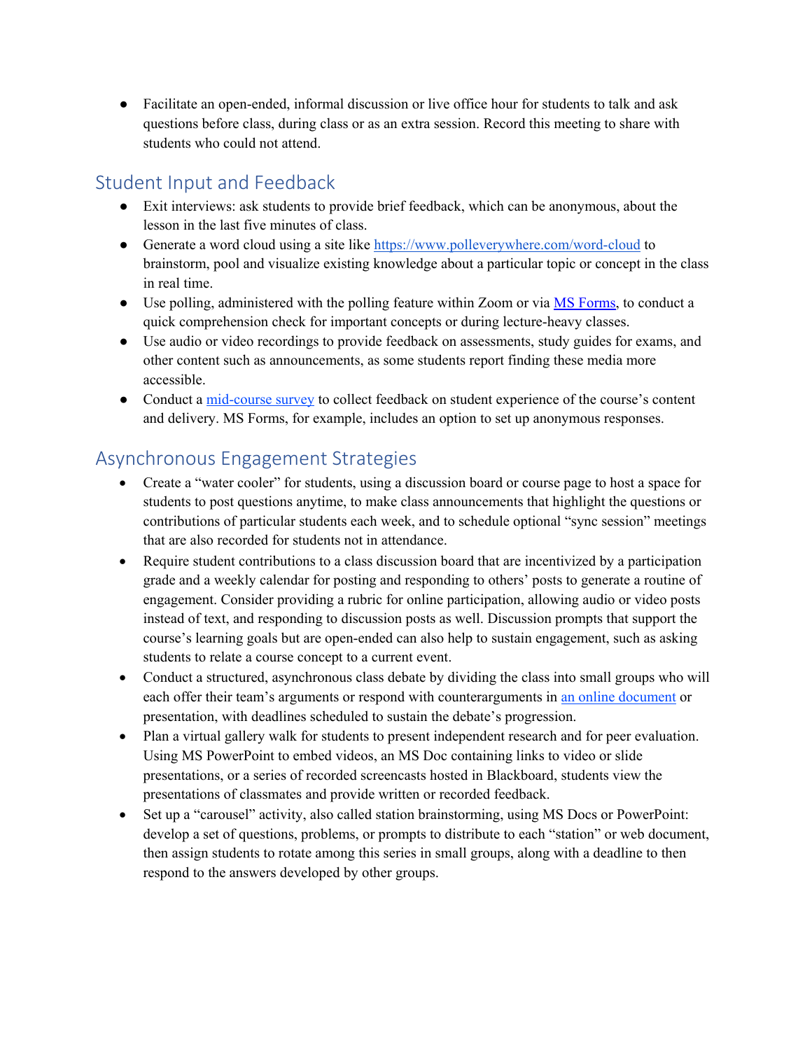- Facilitate an open-ended, informal discussion or live office hour for students to talk and ask questions before class, during class or as an extra session. Record this meeting to share with students who could not attend.

## Student Input and Feedback

- Exit interviews: ask students to provide brief feedback, which can be anonymous, about the lesson in the last five minutes of class.
- Generate a word cloud using a site like [https://www.polleverywhere.com/word-cloud](https://www.polleverywhere.com/word-cloud) to brainstorm, pool and visualize existing knowledge about a particular topic or concept in the class in real time.
- Use polling, administered with the polling feature within Zoom or via [MS Forms](), to conduct a quick comprehension check for important concepts or during lecture-heavy classes.
- Use audio or video recordings to provide feedback on assessments, study guides for exams, and other content such as announcements, as some students report finding these media more accessible.
- Conduct a [mid-course survey]() to collect feedback on student experience of the course's content and delivery. MS Forms, for example, includes an option to set up anonymous responses.

## Asynchronous Engagement Strategies

- Create a "water cooler" for students, using a discussion board or course page to host a space for students to post questions anytime, to make class announcements that highlight the questions or contributions of particular students each week, and to schedule optional "sync session" meetings that are also recorded for students not in attendance.
- Require student contributions to a class discussion board that are incentivized by a participation grade and a weekly calendar for posting and responding to others' posts to generate a routine of engagement. Consider providing a rubric for online participation, allowing audio or video posts instead of text, and responding to discussion posts as well. Discussion prompts that support the course's learning goals but are open-ended can also help to sustain engagement, such as asking students to relate a course concept to a current event.
- Conduct a structured, asynchronous class debate by dividing the class into small groups who will each offer their team's arguments or respond with counterarguments in [an online document]() or presentation, with deadlines scheduled to sustain the debate's progression.
- Plan a virtual gallery walk for students to present independent research and for peer evaluation. Using MS PowerPoint to embed videos, an MS Doc containing links to video or slide presentations, or a series of recorded screencasts hosted in Blackboard, students view the presentations of classmates and provide written or recorded feedback.
- Set up a "carousel" activity, also called station brainstorming, using MS Docs or PowerPoint: develop a set of questions, problems, or prompts to distribute to each "station" or web document, then assign students to rotate among this series in small groups, along with a deadline to then respond to the answers developed by other groups.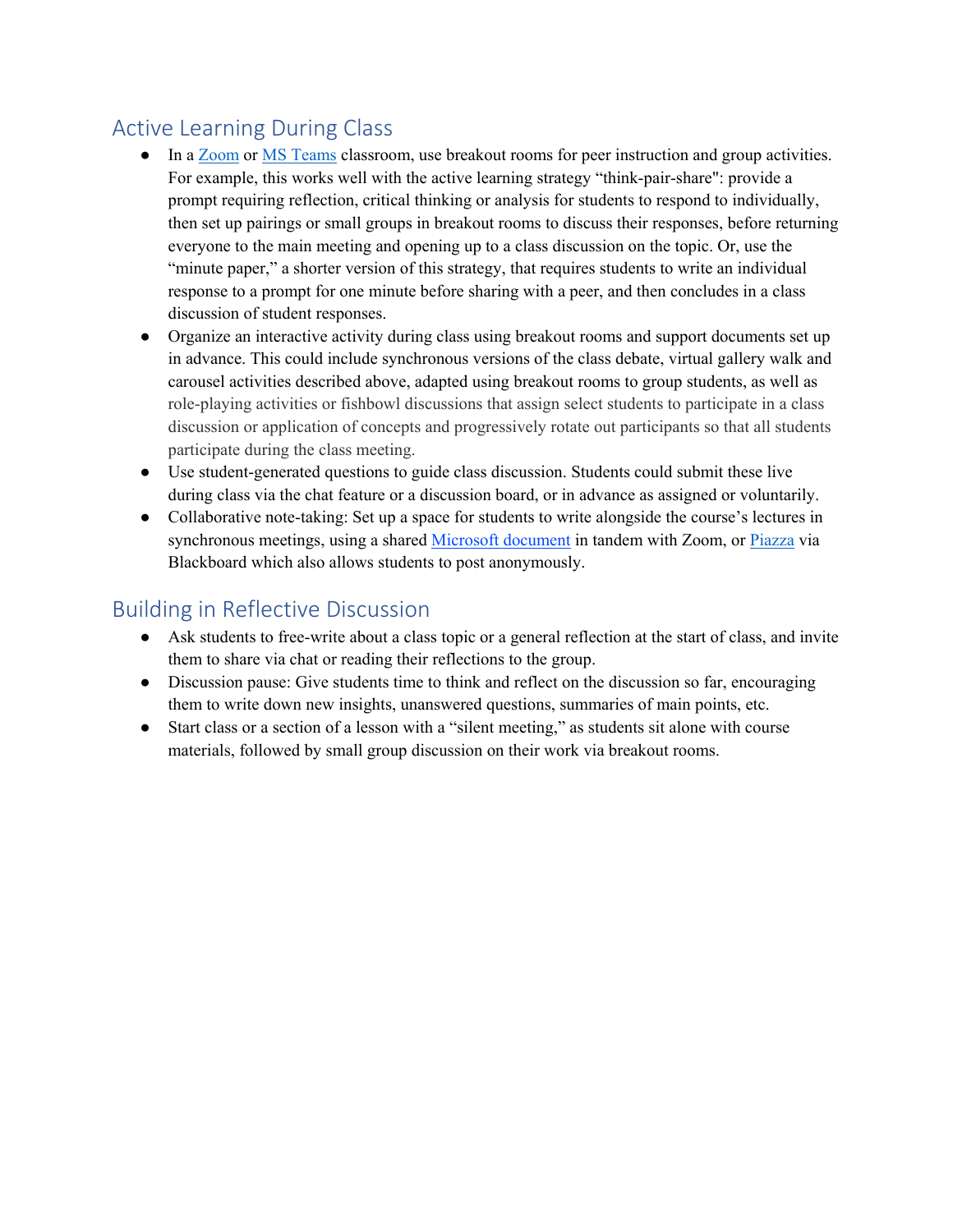## Active Learning During Class

- In a Zoom or MS Teams classroom, use breakout rooms for peer instruction and group activities. For example, this works well with the active learning strategy "think-pair-share": provide a prompt requiring reflection, critical thinking or analysis for students to respond to individually, then set up pairings or small groups in breakout rooms to discuss their responses, before returning everyone to the main meeting and opening up to a class discussion on the topic. Or, use the "minute paper," a shorter version of this strategy, that requires students to write an individual response to a prompt for one minute before sharing with a peer, and then concludes in a class discussion of student responses.
- Organize an interactive activity during class using breakout rooms and support documents set up in advance. This could include synchronous versions of the class debate, virtual gallery walk and carousel activities described above, adapted using breakout rooms to group students, as well as role-playing activities or fishbowl discussions that assign select students to participate in a class discussion or application of concepts and progressively rotate out participants so that all students participate during the class meeting.
- Use student-generated questions to guide class discussion. Students could submit these live during class via the chat feature or a discussion board, or in advance as assigned or voluntarily.
- Collaborative note-taking: Set up a space for students to write alongside the course's lectures in synchronous meetings, using a shared Microsoft document in tandem with Zoom, or Piazza via Blackboard which also allows students to post anonymously.

## Building in Reflective Discussion

- Ask students to free-write about a class topic or a general reflection at the start of class, and invite them to share via chat or reading their reflections to the group.
- Discussion pause: Give students time to think and reflect on the discussion so far, encouraging them to write down new insights, unanswered questions, summaries of main points, etc.
- Start class or a section of a lesson with a "silent meeting," as students sit alone with course materials, followed by small group discussion on their work via breakout rooms.